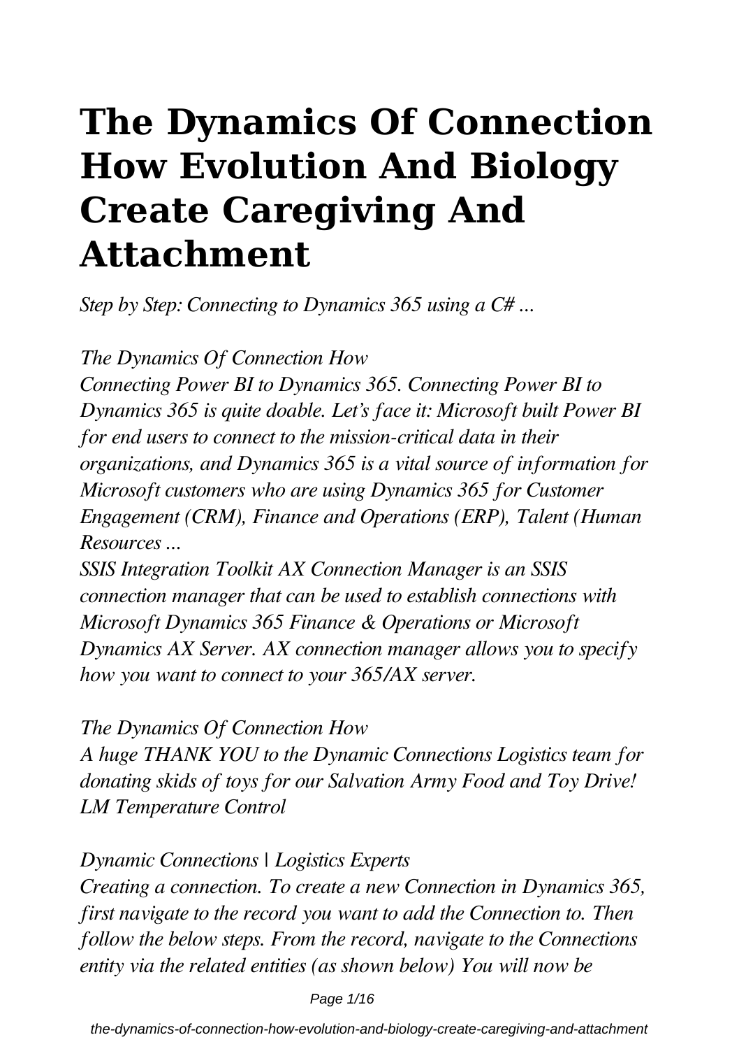# The Dynamics Of Connection How Evolution And Biology Create Caregiving And Attachment

*Step by Step: Connecting to Dynamics 365 using a C# ...*

*The Dynamics Of Connection How*

*Connecting Power BI to Dynamics 365. Connecting Power BI to Dynamics 365 is quite doable. Let's face it: Microsoft built Power BI for end users to connect to the mission-critical data in their organizations, and Dynamics 365 is a vital source of information for Microsoft customers who are using Dynamics 365 for Customer Engagement (CRM), Finance and Operations (ERP), Talent (Human Resources ...*

*SSIS Integration Toolkit AX Connection Manager is an SSIS connection manager that can be used to establish connections with Microsoft Dynamics 365 Finance & Operations or Microsoft Dynamics AX Server. AX connection manager allows you to specify how you want to connect to your 365/AX server.*

*The Dynamics Of Connection How*

*A huge THANK YOU to the Dynamic Connections Logistics team for donating skids of toys for our Salvation Army Food and Toy Drive! LM Temperature Control*

*Dynamic Connections | Logistics Experts*

*Creating a connection. To create a new Connection in Dynamics 365, first navigate to the record you want to add the Connection to. Then follow the below steps. From the record, navigate to the Connections entity via the related entities (as shown below) You will now be*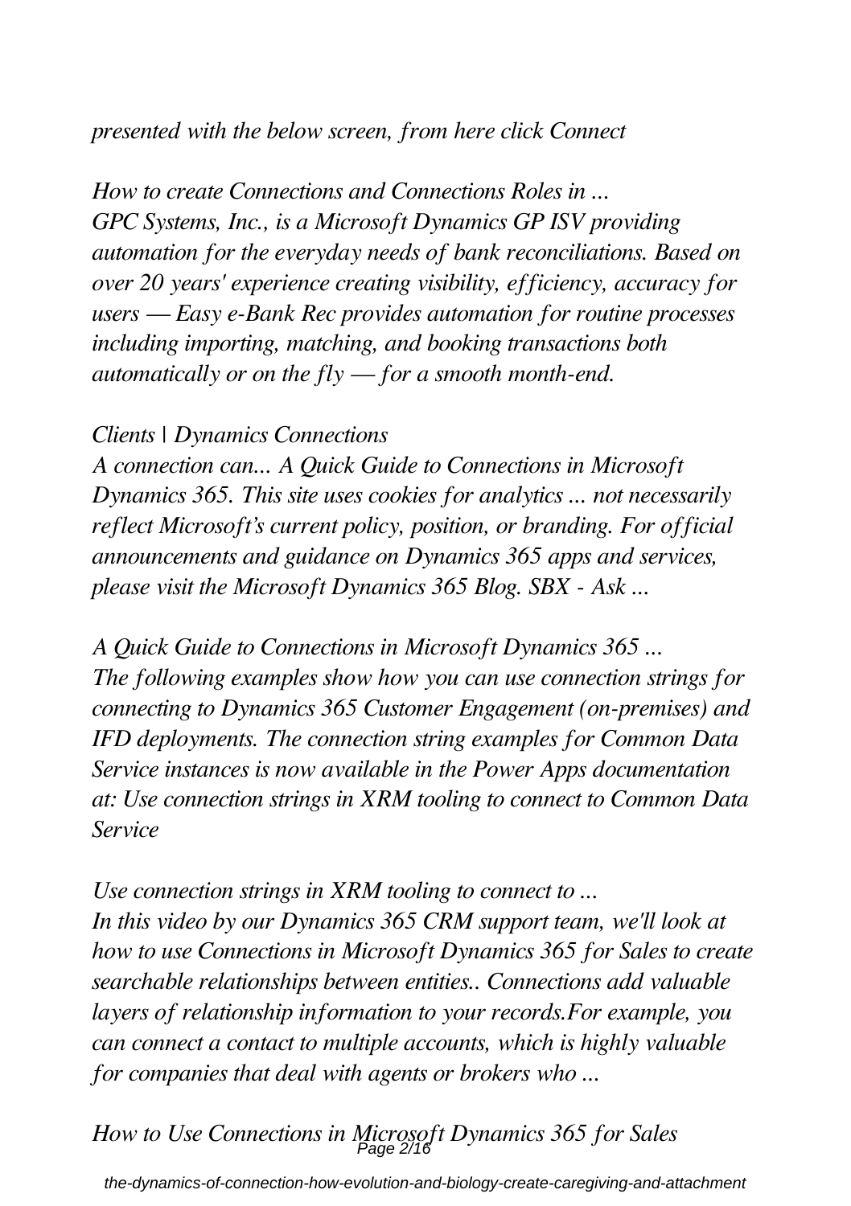*presented with the below screen, from here click Connect*

*How to create Connections and Connections Roles in ...*
*GPC Systems, Inc., is a Microsoft Dynamics GP ISV providing automation for the everyday needs of bank reconciliations. Based on over 20 years' experience creating visibility, efficiency, accuracy for users — Easy e-Bank Rec provides automation for routine processes including importing, matching, and booking transactions both automatically or on the fly — for a smooth month-end.*

*Clients | Dynamics Connections*
*A connection can... A Quick Guide to Connections in Microsoft Dynamics 365. This site uses cookies for analytics ... not necessarily reflect Microsoft's current policy, position, or branding. For official announcements and guidance on Dynamics 365 apps and services, please visit the Microsoft Dynamics 365 Blog. SBX - Ask ...*

*A Quick Guide to Connections in Microsoft Dynamics 365 ...*
*The following examples show how you can use connection strings for connecting to Dynamics 365 Customer Engagement (on-premises) and IFD deployments. The connection string examples for Common Data Service instances is now available in the Power Apps documentation at: Use connection strings in XRM tooling to connect to Common Data Service*

*Use connection strings in XRM tooling to connect to ...*
*In this video by our Dynamics 365 CRM support team, we'll look at how to use Connections in Microsoft Dynamics 365 for Sales to create searchable relationships between entities.. Connections add valuable layers of relationship information to your records.For example, you can connect a contact to multiple accounts, which is highly valuable for companies that deal with agents or brokers who ...*

*How to Use Connections in Microsoft Dynamics 365 for Sales*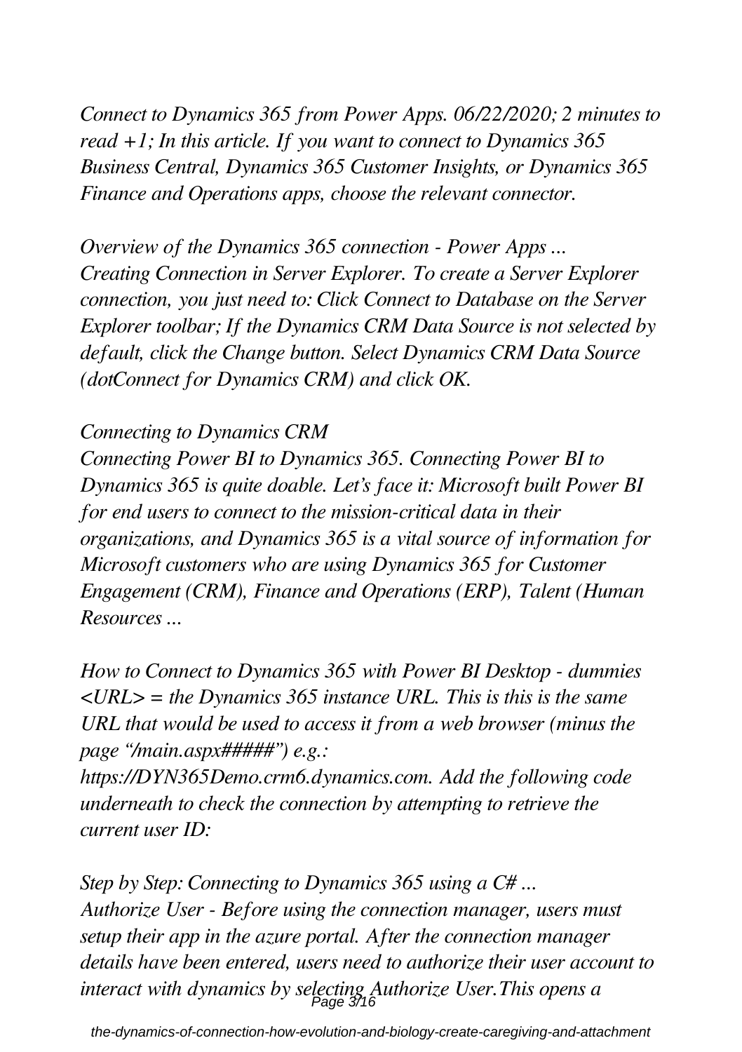*Connect to Dynamics 365 from Power Apps. 06/22/2020; 2 minutes to read +1; In this article. If you want to connect to Dynamics 365 Business Central, Dynamics 365 Customer Insights, or Dynamics 365 Finance and Operations apps, choose the relevant connector.*

*Overview of the Dynamics 365 connection - Power Apps ...*
*Creating Connection in Server Explorer. To create a Server Explorer connection, you just need to: Click Connect to Database on the Server Explorer toolbar; If the Dynamics CRM Data Source is not selected by default, click the Change button. Select Dynamics CRM Data Source (dotConnect for Dynamics CRM) and click OK.*

*Connecting to Dynamics CRM*
*Connecting Power BI to Dynamics 365. Connecting Power BI to Dynamics 365 is quite doable. Let's face it: Microsoft built Power BI for end users to connect to the mission-critical data in their organizations, and Dynamics 365 is a vital source of information for Microsoft customers who are using Dynamics 365 for Customer Engagement (CRM), Finance and Operations (ERP), Talent (Human Resources ...*

*How to Connect to Dynamics 365 with Power BI Desktop - dummies*
*<URL> = the Dynamics 365 instance URL. This is this is the same URL that would be used to access it from a web browser (minus the page "/main.aspx#####") e.g.: https://DYN365Demo.crm6.dynamics.com. Add the following code underneath to check the connection by attempting to retrieve the current user ID:*

*Step by Step: Connecting to Dynamics 365 using a C# ...*
*Authorize User - Before using the connection manager, users must setup their app in the azure portal. After the connection manager details have been entered, users need to authorize their user account to interact with dynamics by selecting Authorize User.This opens a*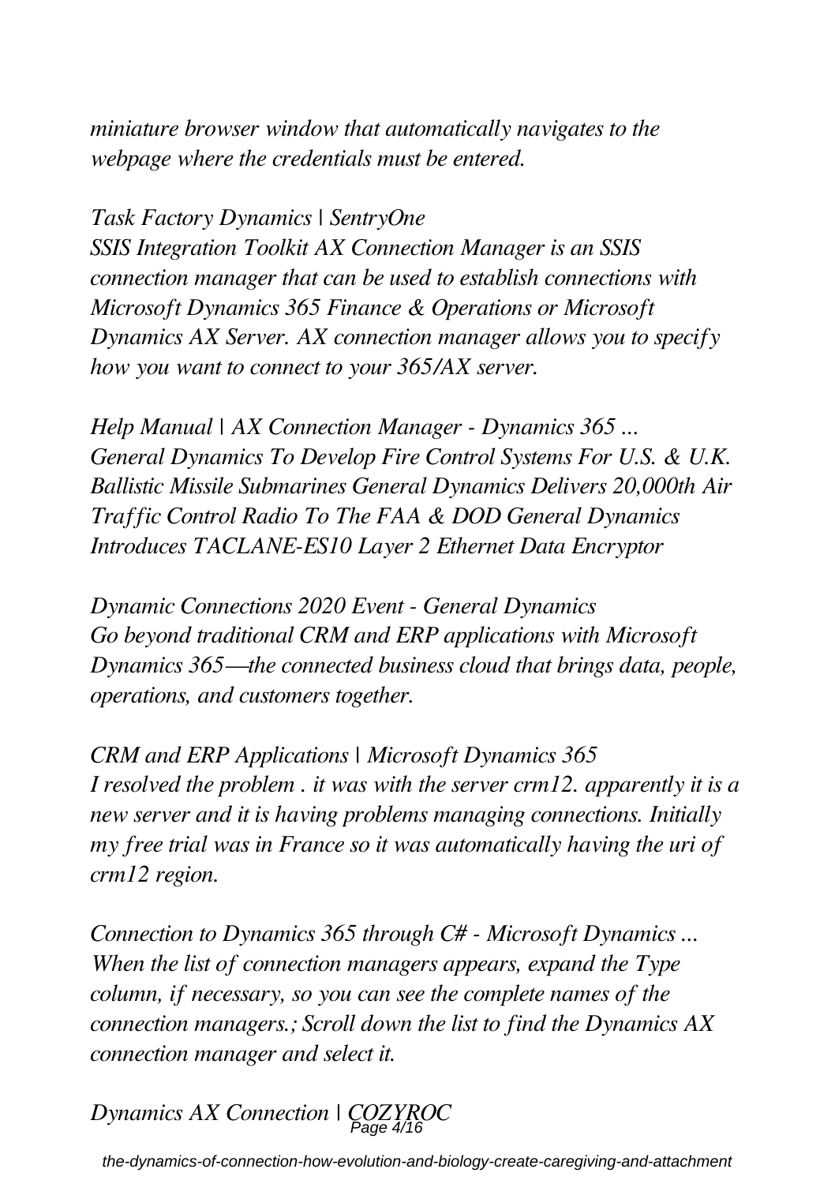*miniature browser window that automatically navigates to the webpage where the credentials must be entered.*

*Task Factory Dynamics | SentryOne*
*SSIS Integration Toolkit AX Connection Manager is an SSIS connection manager that can be used to establish connections with Microsoft Dynamics 365 Finance & Operations or Microsoft Dynamics AX Server. AX connection manager allows you to specify how you want to connect to your 365/AX server.*

*Help Manual | AX Connection Manager - Dynamics 365 ...*
*General Dynamics To Develop Fire Control Systems For U.S. & U.K. Ballistic Missile Submarines General Dynamics Delivers 20,000th Air Traffic Control Radio To The FAA & DOD General Dynamics Introduces TACLANE-ES10 Layer 2 Ethernet Data Encryptor*

*Dynamic Connections 2020 Event - General Dynamics*
*Go beyond traditional CRM and ERP applications with Microsoft Dynamics 365—the connected business cloud that brings data, people, operations, and customers together.*

*CRM and ERP Applications | Microsoft Dynamics 365*
*I resolved the problem . it was with the server crm12. apparently it is a new server and it is having problems managing connections. Initially my free trial was in France so it was automatically having the uri of crm12 region.*

*Connection to Dynamics 365 through C# - Microsoft Dynamics ...*
*When the list of connection managers appears, expand the Type column, if necessary, so you can see the complete names of the connection managers.; Scroll down the list to find the Dynamics AX connection manager and select it.*

*Dynamics AX Connection | COZYROC*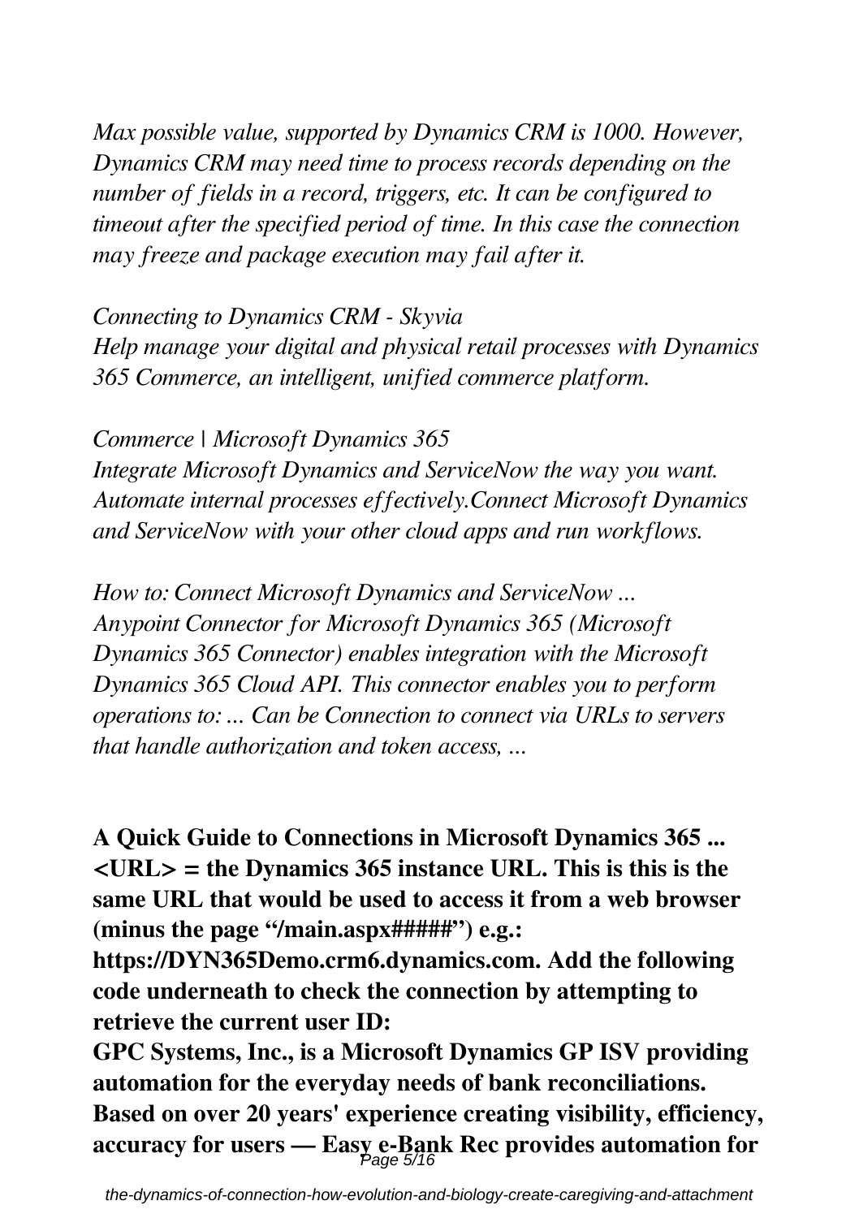*Max possible value, supported by Dynamics CRM is 1000. However, Dynamics CRM may need time to process records depending on the number of fields in a record, triggers, etc. It can be configured to timeout after the specified period of time. In this case the connection may freeze and package execution may fail after it.*

*Connecting to Dynamics CRM - Skyvia*
*Help manage your digital and physical retail processes with Dynamics 365 Commerce, an intelligent, unified commerce platform.*

*Commerce | Microsoft Dynamics 365*
*Integrate Microsoft Dynamics and ServiceNow the way you want. Automate internal processes effectively.Connect Microsoft Dynamics and ServiceNow with your other cloud apps and run workflows.*

*How to: Connect Microsoft Dynamics and ServiceNow ...*
*Anypoint Connector for Microsoft Dynamics 365 (Microsoft Dynamics 365 Connector) enables integration with the Microsoft Dynamics 365 Cloud API. This connector enables you to perform operations to: ... Can be Connection to connect via URLs to servers that handle authorization and token access, ...*

**A Quick Guide to Connections in Microsoft Dynamics 365 ...**
**<URL> = the Dynamics 365 instance URL. This is this is the same URL that would be used to access it from a web browser (minus the page "/main.aspx#####") e.g.: https://DYN365Demo.crm6.dynamics.com. Add the following code underneath to check the connection by attempting to retrieve the current user ID:**
**GPC Systems, Inc., is a Microsoft Dynamics GP ISV providing automation for the everyday needs of bank reconciliations. Based on over 20 years' experience creating visibility, efficiency, accuracy for users — Easy e-Bank Rec provides automation for**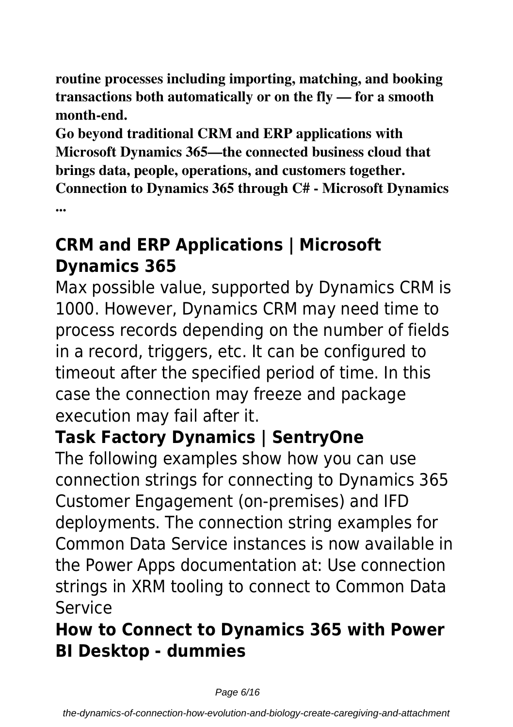**routine processes including importing, matching, and booking transactions both automatically or on the fly — for a smooth month-end.**

**Go beyond traditional CRM and ERP applications with Microsoft Dynamics 365—the connected business cloud that brings data, people, operations, and customers together.**

**Connection to Dynamics 365 through C# - Microsoft Dynamics ...**

## CRM and ERP Applications | Microsoft Dynamics 365

Max possible value, supported by Dynamics CRM is 1000. However, Dynamics CRM may need time to process records depending on the number of fields in a record, triggers, etc. It can be configured to timeout after the specified period of time. In this case the connection may freeze and package execution may fail after it.

## Task Factory Dynamics | SentryOne

The following examples show how you can use connection strings for connecting to Dynamics 365 Customer Engagement (on-premises) and IFD deployments. The connection string examples for Common Data Service instances is now available in the Power Apps documentation at: Use connection strings in XRM tooling to connect to Common Data Service

## How to Connect to Dynamics 365 with Power BI Desktop - dummies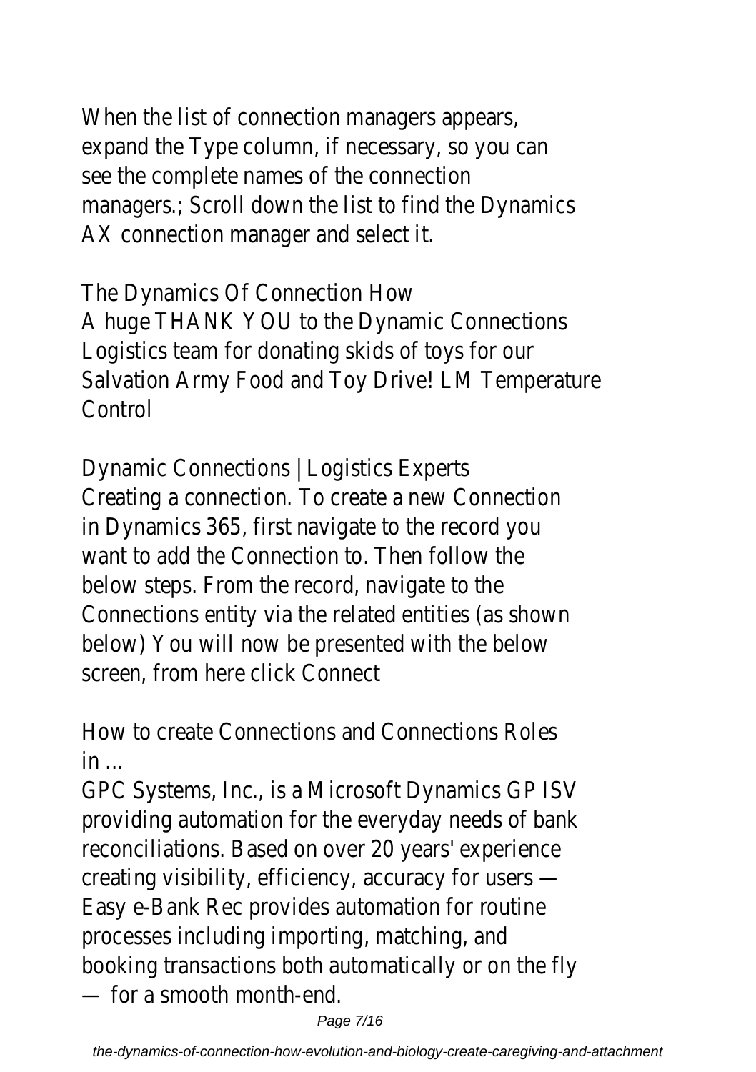When the list of connection managers appears, expand the Type column, if necessary, so you can see the complete names of the connection managers.; Scroll down the list to find the Dynamics AX connection manager and select it.

The Dynamics Of Connection How

A huge THANK YOU to the Dynamic Connections Logistics team for donating skids of toys for our Salvation Army Food and Toy Drive! LM Temperature Control

Dynamic Connections | Logistics Experts

Creating a connection. To create a new Connection in Dynamics 365, first navigate to the record you want to add the Connection to. Then follow the below steps. From the record, navigate to the Connections entity via the related entities (as shown below) You will now be presented with the below screen, from here click Connect

How to create Connections and Connections Roles in ...

GPC Systems, Inc., is a Microsoft Dynamics GP ISV providing automation for the everyday needs of bank reconciliations. Based on over 20 years' experience creating visibility, efficiency, accuracy for users — Easy e-Bank Rec provides automation for routine processes including importing, matching, and booking transactions both automatically or on the fly — for a smooth month-end.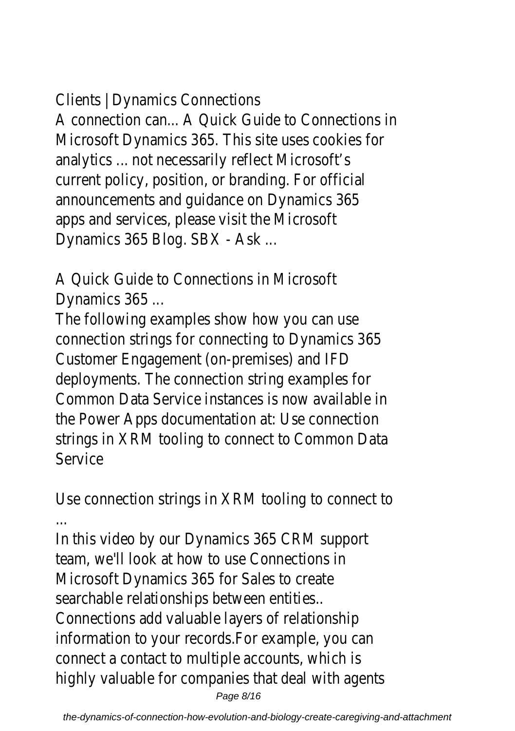Clients | Dynamics Connections
A connection can... A Quick Guide to Connections in Microsoft Dynamics 365. This site uses cookies for analytics ... not necessarily reflect Microsoft's current policy, position, or branding. For official announcements and guidance on Dynamics 365 apps and services, please visit the Microsoft Dynamics 365 Blog. SBX - Ask ...

A Quick Guide to Connections in Microsoft Dynamics 365 ...

The following examples show how you can use connection strings for connecting to Dynamics 365 Customer Engagement (on-premises) and IFD deployments. The connection string examples for Common Data Service instances is now available in the Power Apps documentation at: Use connection strings in XRM tooling to connect to Common Data Service

Use connection strings in XRM tooling to connect to ...

In this video by our Dynamics 365 CRM support team, we'll look at how to use Connections in Microsoft Dynamics 365 for Sales to create searchable relationships between entities.. Connections add valuable layers of relationship information to your records.For example, you can connect a contact to multiple accounts, which is highly valuable for companies that deal with agents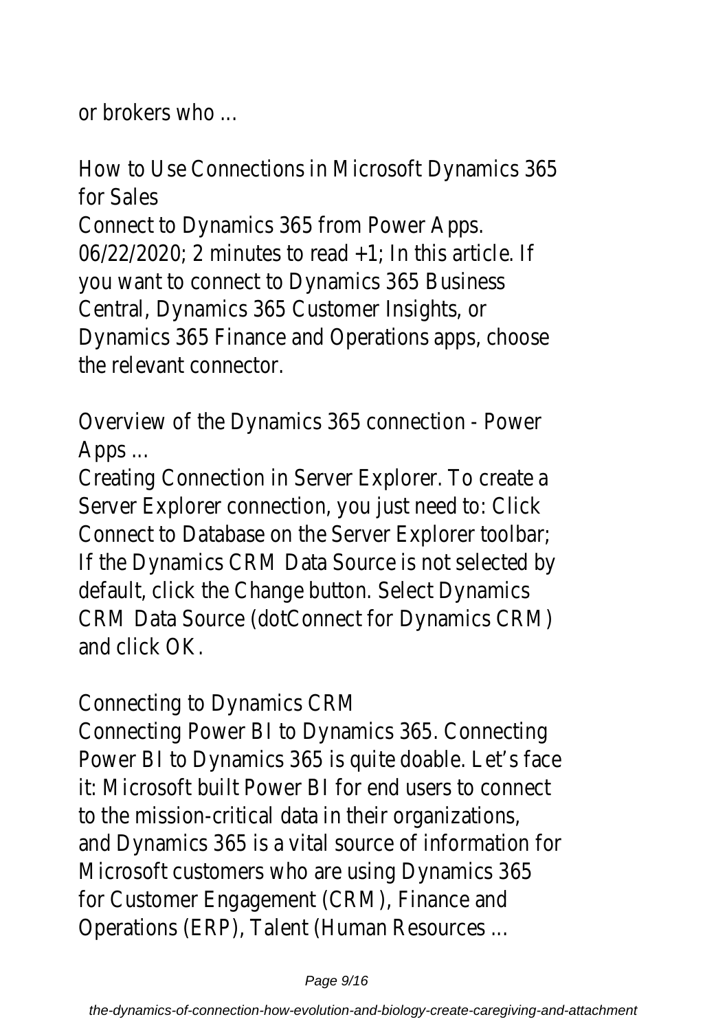or brokers who ...

How to Use Connections in Microsoft Dynamics 365 for Sales

Connect to Dynamics 365 from Power Apps. 06/22/2020; 2 minutes to read +1; In this article. If you want to connect to Dynamics 365 Business Central, Dynamics 365 Customer Insights, or Dynamics 365 Finance and Operations apps, choose the relevant connector.

Overview of the Dynamics 365 connection - Power Apps ...

Creating Connection in Server Explorer. To create a Server Explorer connection, you just need to: Click Connect to Database on the Server Explorer toolbar; If the Dynamics CRM Data Source is not selected by default, click the Change button. Select Dynamics CRM Data Source (dotConnect for Dynamics CRM) and click OK.

Connecting to Dynamics CRM

Connecting Power BI to Dynamics 365. Connecting Power BI to Dynamics 365 is quite doable. Let's face it: Microsoft built Power BI for end users to connect to the mission-critical data in their organizations, and Dynamics 365 is a vital source of information for Microsoft customers who are using Dynamics 365 for Customer Engagement (CRM), Finance and Operations (ERP), Talent (Human Resources ...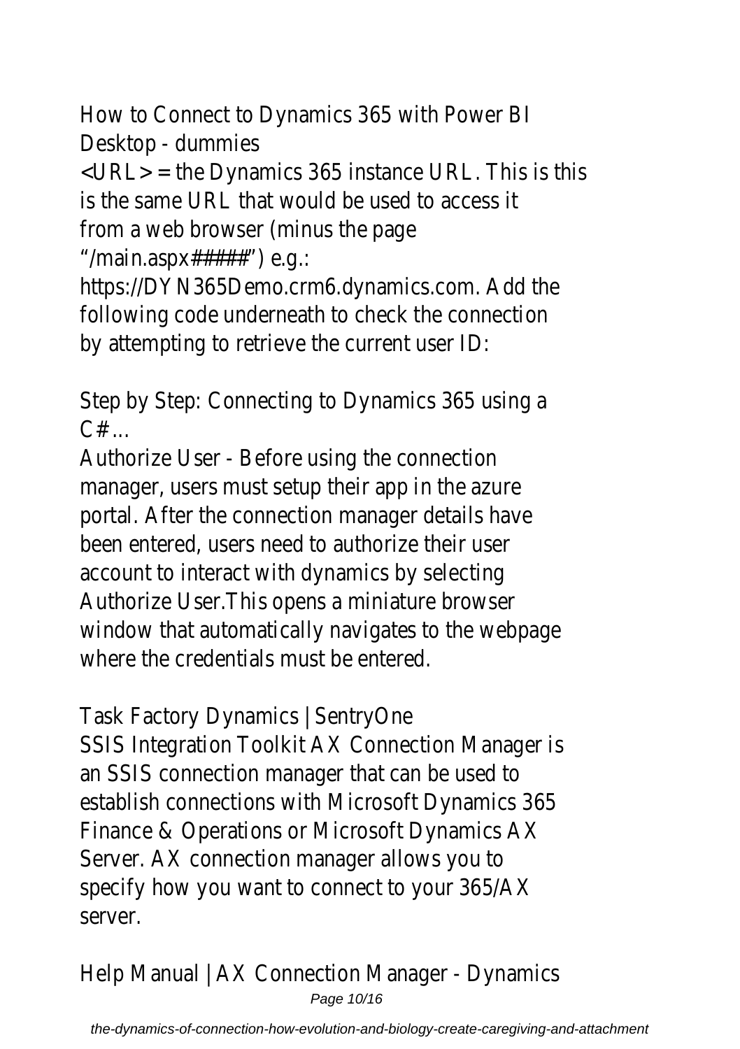How to Connect to Dynamics 365 with Power BI Desktop - dummies

<URL> = the Dynamics 365 instance URL. This is this is the same URL that would be used to access it from a web browser (minus the page "/main.aspx#####") e.g.: https://DYN365Demo.crm6.dynamics.com. Add the following code underneath to check the connection by attempting to retrieve the current user ID:

Step by Step: Connecting to Dynamics 365 using a C# ...

Authorize User - Before using the connection manager, users must setup their app in the azure portal. After the connection manager details have been entered, users need to authorize their user account to interact with dynamics by selecting Authorize User.This opens a miniature browser window that automatically navigates to the webpage where the credentials must be entered.

Task Factory Dynamics | SentryOne

SSIS Integration Toolkit AX Connection Manager is an SSIS connection manager that can be used to establish connections with Microsoft Dynamics 365 Finance & Operations or Microsoft Dynamics AX Server. AX connection manager allows you to specify how you want to connect to your 365/AX server.

Help Manual | AX Connection Manager - Dynamics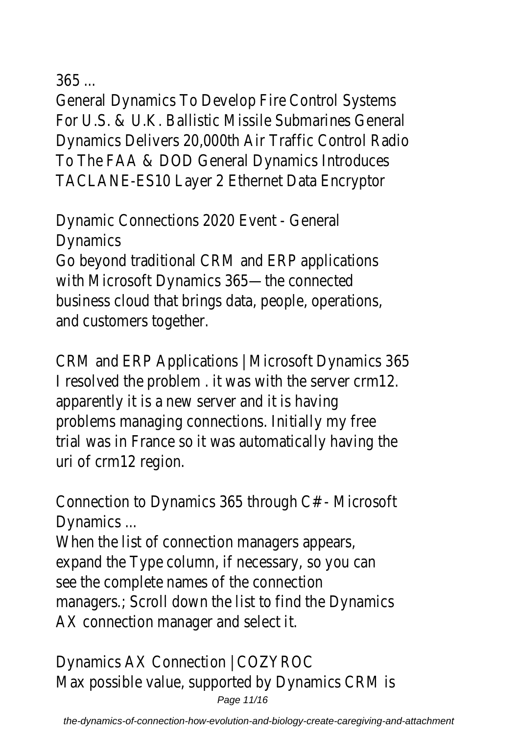365 ...

General Dynamics To Develop Fire Control Systems For U.S. & U.K. Ballistic Missile Submarines General Dynamics Delivers 20,000th Air Traffic Control Radio To The FAA & DOD General Dynamics Introduces TACLANE-ES10 Layer 2 Ethernet Data Encryptor

Dynamic Connections 2020 Event - General Dynamics

Go beyond traditional CRM and ERP applications with Microsoft Dynamics 365—the connected business cloud that brings data, people, operations, and customers together.

CRM and ERP Applications | Microsoft Dynamics 365

I resolved the problem . it was with the server crm12. apparently it is a new server and it is having problems managing connections. Initially my free trial was in France so it was automatically having the uri of crm12 region.

Connection to Dynamics 365 through C# - Microsoft Dynamics ...

When the list of connection managers appears, expand the Type column, if necessary, so you can see the complete names of the connection managers.; Scroll down the list to find the Dynamics AX connection manager and select it.

Dynamics AX Connection | COZYROC

Max possible value, supported by Dynamics CRM is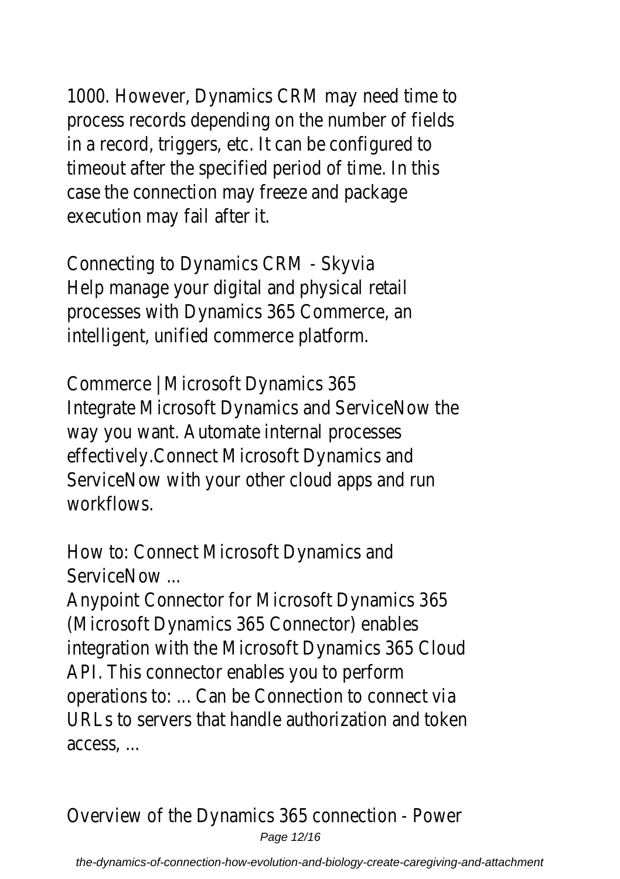1000. However, Dynamics CRM may need time to process records depending on the number of fields in a record, triggers, etc. It can be configured to timeout after the specified period of time. In this case the connection may freeze and package execution may fail after it.

Connecting to Dynamics CRM - Skyvia
Help manage your digital and physical retail processes with Dynamics 365 Commerce, an intelligent, unified commerce platform.

Commerce | Microsoft Dynamics 365
Integrate Microsoft Dynamics and ServiceNow the way you want. Automate internal processes effectively.Connect Microsoft Dynamics and ServiceNow with your other cloud apps and run workflows.

How to: Connect Microsoft Dynamics and ServiceNow ...
Anypoint Connector for Microsoft Dynamics 365 (Microsoft Dynamics 365 Connector) enables integration with the Microsoft Dynamics 365 Cloud API. This connector enables you to perform operations to: ... Can be Connection to connect via URLs to servers that handle authorization and token access, ...

Overview of the Dynamics 365 connection - Power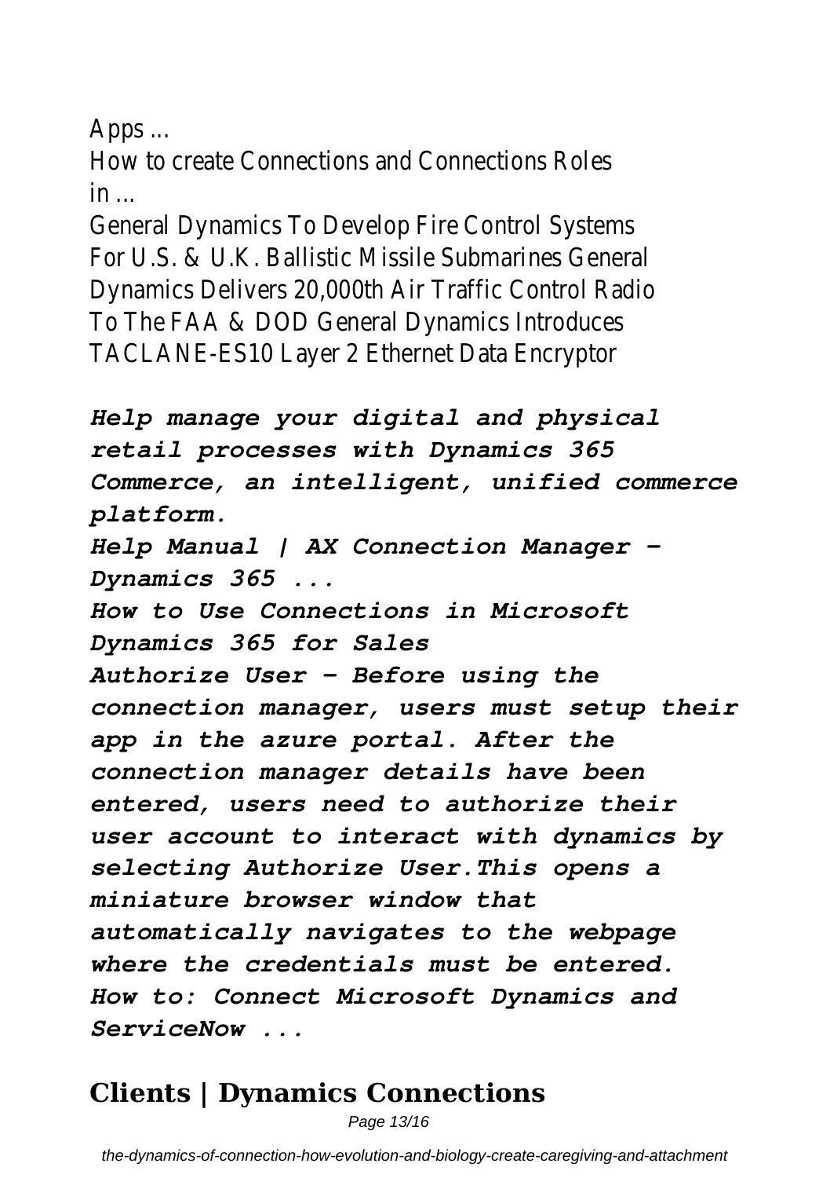Apps ...

How to create Connections and Connections Roles in ...

General Dynamics To Develop Fire Control Systems For U.S. & U.K. Ballistic Missile Submarines General Dynamics Delivers 20,000th Air Traffic Control Radio To The FAA & DOD General Dynamics Introduces TACLANE-ES10 Layer 2 Ethernet Data Encryptor

***Help manage your digital and physical retail processes with Dynamics 365 Commerce, an intelligent, unified commerce platform.***

***Help Manual | AX Connection Manager - Dynamics 365 ...***

***How to Use Connections in Microsoft Dynamics 365 for Sales***

***Authorize User – Before using the connection manager, users must setup their app in the azure portal. After the connection manager details have been entered, users need to authorize their user account to interact with dynamics by selecting Authorize User.This opens a miniature browser window that automatically navigates to the webpage where the credentials must be entered.***

***How to: Connect Microsoft Dynamics and ServiceNow ...***

## Clients | Dynamics Connections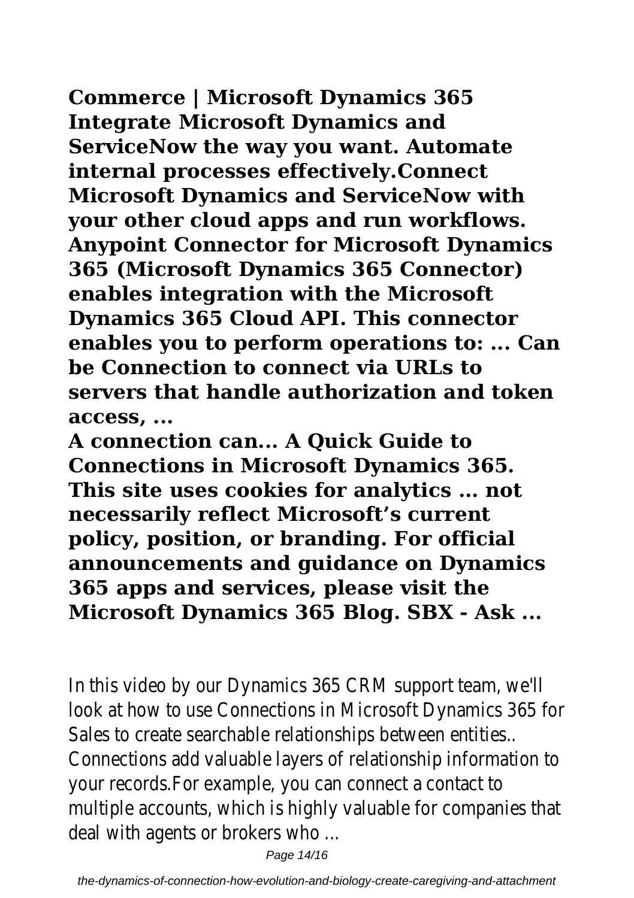**Commerce | Microsoft Dynamics 365 Integrate Microsoft Dynamics and ServiceNow the way you want. Automate internal processes effectively.Connect Microsoft Dynamics and ServiceNow with your other cloud apps and run workflows. Anypoint Connector for Microsoft Dynamics 365 (Microsoft Dynamics 365 Connector) enables integration with the Microsoft Dynamics 365 Cloud API. This connector enables you to perform operations to: ... Can be Connection to connect via URLs to servers that handle authorization and token access, ...**

**A connection can... A Quick Guide to Connections in Microsoft Dynamics 365. This site uses cookies for analytics ... not necessarily reflect Microsoft's current policy, position, or branding. For official announcements and guidance on Dynamics 365 apps and services, please visit the Microsoft Dynamics 365 Blog. SBX - Ask ...**

In this video by our Dynamics 365 CRM support team, we'll look at how to use Connections in Microsoft Dynamics 365 for Sales to create searchable relationships between entities.. Connections add valuable layers of relationship information to your records.For example, you can connect a contact to multiple accounts, which is highly valuable for companies that deal with agents or brokers who ...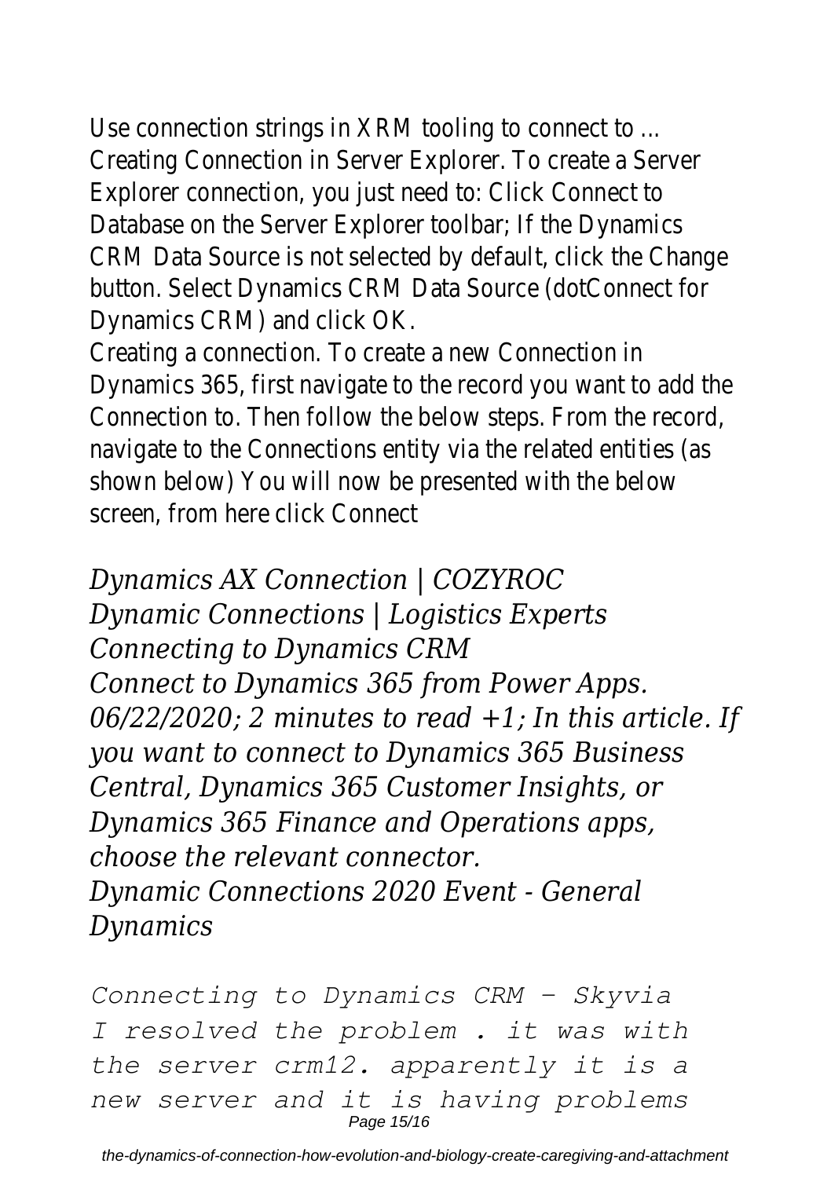Use connection strings in XRM tooling to connect to ...
Creating Connection in Server Explorer. To create a Server Explorer connection, you just need to: Click Connect to Database on the Server Explorer toolbar; If the Dynamics CRM Data Source is not selected by default, click the Change button. Select Dynamics CRM Data Source (dotConnect for Dynamics CRM) and click OK.

Creating a connection. To create a new Connection in Dynamics 365, first navigate to the record you want to add the Connection to. Then follow the below steps. From the record, navigate to the Connections entity via the related entities (as shown below) You will now be presented with the below screen, from here click Connect

*Dynamics AX Connection | COZYROC*
*Dynamic Connections | Logistics Experts*
*Connecting to Dynamics CRM*
*Connect to Dynamics 365 from Power Apps. 06/22/2020; 2 minutes to read +1; In this article. If you want to connect to Dynamics 365 Business Central, Dynamics 365 Customer Insights, or Dynamics 365 Finance and Operations apps, choose the relevant connector.*
*Dynamic Connections 2020 Event - General Dynamics*

*Connecting to Dynamics CRM - Skyvia*
*I resolved the problem . it was with the server crm12. apparently it is a new server and it is having problems*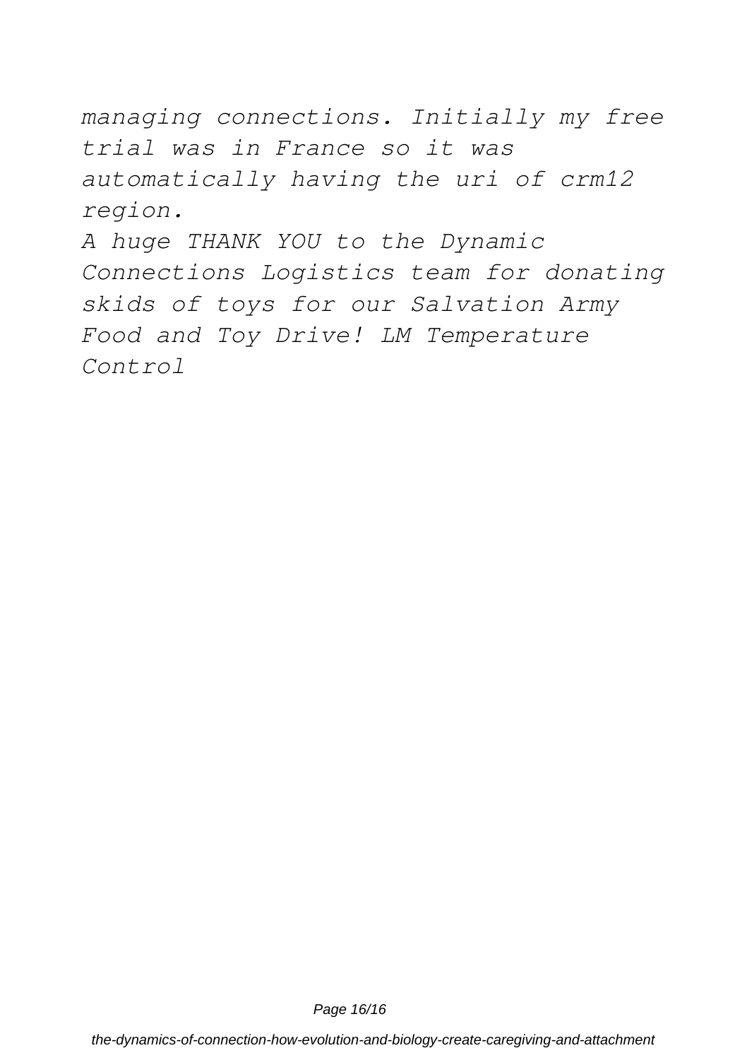*managing connections. Initially my free trial was in France so it was automatically having the uri of crm12 region.*

*A huge THANK YOU to the Dynamic Connections Logistics team for donating skids of toys for our Salvation Army Food and Toy Drive! LM Temperature Control*